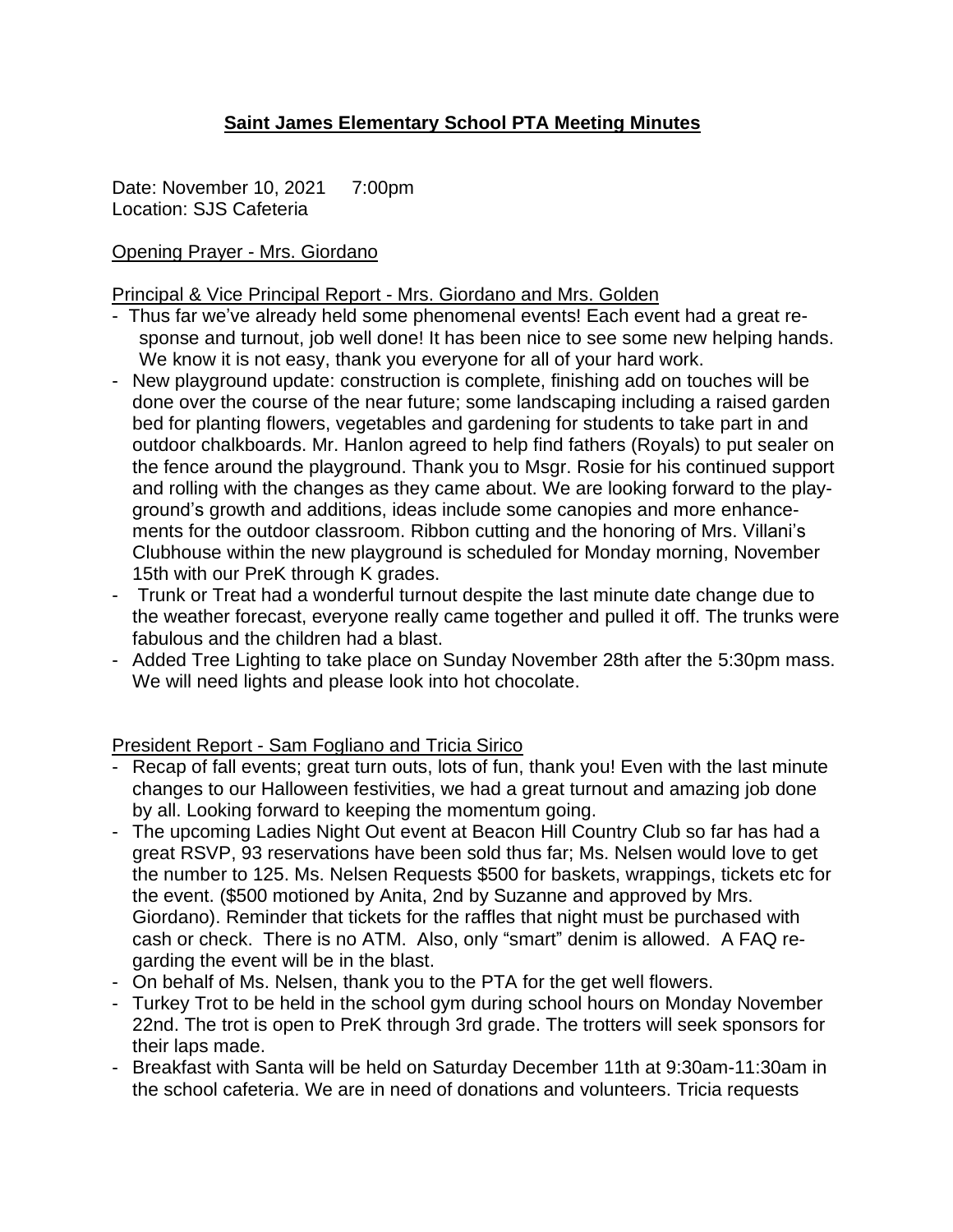# Saint James Elementary School PTA Meeting Minutes

Date: November 10, 2021   7:00pm
Location: SJS Cafeteria

<u>Opening Prayer - Mrs. Giordano</u>

<u>Principal & Vice Principal Report - Mrs. Giordano and Mrs. Golden</u>

- Thus far we've already held some phenomenal events! Each event had a great response and turnout, job well done! It has been nice to see some new helping hands. We know it is not easy, thank you everyone for all of your hard work.
- New playground update: construction is complete, finishing add on touches will be done over the course of the near future; some landscaping including a raised garden bed for planting flowers, vegetables and gardening for students to take part in and outdoor chalkboards. Mr. Hanlon agreed to help find fathers (Royals) to put sealer on the fence around the playground. Thank you to Msgr. Rosie for his continued support and rolling with the changes as they came about. We are looking forward to the playground's growth and additions, ideas include some canopies and more enhancements for the outdoor classroom. Ribbon cutting and the honoring of Mrs. Villani's Clubhouse within the new playground is scheduled for Monday morning, November 15th with our PreK through K grades.
- Trunk or Treat had a wonderful turnout despite the last minute date change due to the weather forecast, everyone really came together and pulled it off. The trunks were fabulous and the children had a blast.
- Added Tree Lighting to take place on Sunday November 28th after the 5:30pm mass. We will need lights and please look into hot chocolate.

<u>President Report - Sam Fogliano and Tricia Sirico</u>

- Recap of fall events; great turn outs, lots of fun, thank you! Even with the last minute changes to our Halloween festivities, we had a great turnout and amazing job done by all. Looking forward to keeping the momentum going.
- The upcoming Ladies Night Out event at Beacon Hill Country Club so far has had a great RSVP, 93 reservations have been sold thus far; Ms. Nelsen would love to get the number to 125. Ms. Nelsen Requests $500 for baskets, wrappings, tickets etc for the event. ($500 motioned by Anita, 2nd by Suzanne and approved by Mrs. Giordano). Reminder that tickets for the raffles that night must be purchased with cash or check. There is no ATM. Also, only "smart" denim is allowed. A FAQ regarding the event will be in the blast.
- On behalf of Ms. Nelsen, thank you to the PTA for the get well flowers.
- Turkey Trot to be held in the school gym during school hours on Monday November 22nd. The trot is open to PreK through 3rd grade. The trotters will seek sponsors for their laps made.
- Breakfast with Santa will be held on Saturday December 11th at 9:30am-11:30am in the school cafeteria. We are in need of donations and volunteers. Tricia requests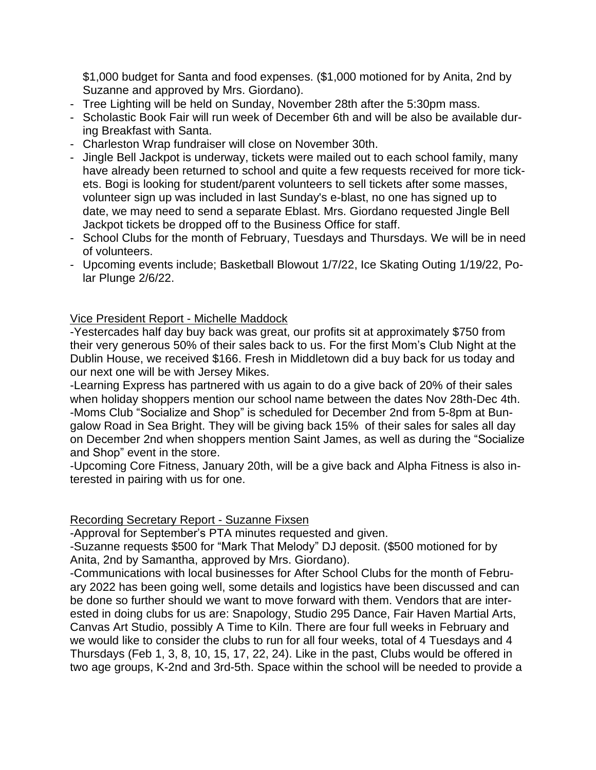$1,000 budget for Santa and food expenses. ($1,000 motioned for by Anita, 2nd by Suzanne and approved by Mrs. Giordano).

- Tree Lighting will be held on Sunday, November 28th after the 5:30pm mass.
- Scholastic Book Fair will run week of December 6th and will be also be available during Breakfast with Santa.
- Charleston Wrap fundraiser will close on November 30th.
- Jingle Bell Jackpot is underway, tickets were mailed out to each school family, many have already been returned to school and quite a few requests received for more tickets. Bogi is looking for student/parent volunteers to sell tickets after some masses, volunteer sign up was included in last Sunday's e-blast, no one has signed up to date, we may need to send a separate Eblast. Mrs. Giordano requested Jingle Bell Jackpot tickets be dropped off to the Business Office for staff.
- School Clubs for the month of February, Tuesdays and Thursdays. We will be in need of volunteers.
- Upcoming events include; Basketball Blowout 1/7/22, Ice Skating Outing 1/19/22, Polar Plunge 2/6/22.

<u>Vice President Report - Michelle Maddock</u>

-Yestercades half day buy back was great, our profits sit at approximately $750 from their very generous 50% of their sales back to us. For the first Mom's Club Night at the Dublin House, we received $166. Fresh in Middletown did a buy back for us today and our next one will be with Jersey Mikes.

-Learning Express has partnered with us again to do a give back of 20% of their sales when holiday shoppers mention our school name between the dates Nov 28th-Dec 4th.

-Moms Club "Socialize and Shop" is scheduled for December 2nd from 5-8pm at Bungalow Road in Sea Bright. They will be giving back 15% of their sales for sales all day on December 2nd when shoppers mention Saint James, as well as during the "Socialize and Shop" event in the store.

-Upcoming Core Fitness, January 20th, will be a give back and Alpha Fitness is also interested in pairing with us for one.

<u>Recording Secretary Report - Suzanne Fixsen</u>

-Approval for September's PTA minutes requested and given.

-Suzanne requests $500 for "Mark That Melody" DJ deposit. ($500 motioned for by Anita, 2nd by Samantha, approved by Mrs. Giordano).

-Communications with local businesses for After School Clubs for the month of February 2022 has been going well, some details and logistics have been discussed and can be done so further should we want to move forward with them. Vendors that are interested in doing clubs for us are: Snapology, Studio 295 Dance, Fair Haven Martial Arts, Canvas Art Studio, possibly A Time to Kiln. There are four full weeks in February and we would like to consider the clubs to run for all four weeks, total of 4 Tuesdays and 4 Thursdays (Feb 1, 3, 8, 10, 15, 17, 22, 24). Like in the past, Clubs would be offered in two age groups, K-2nd and 3rd-5th. Space within the school will be needed to provide a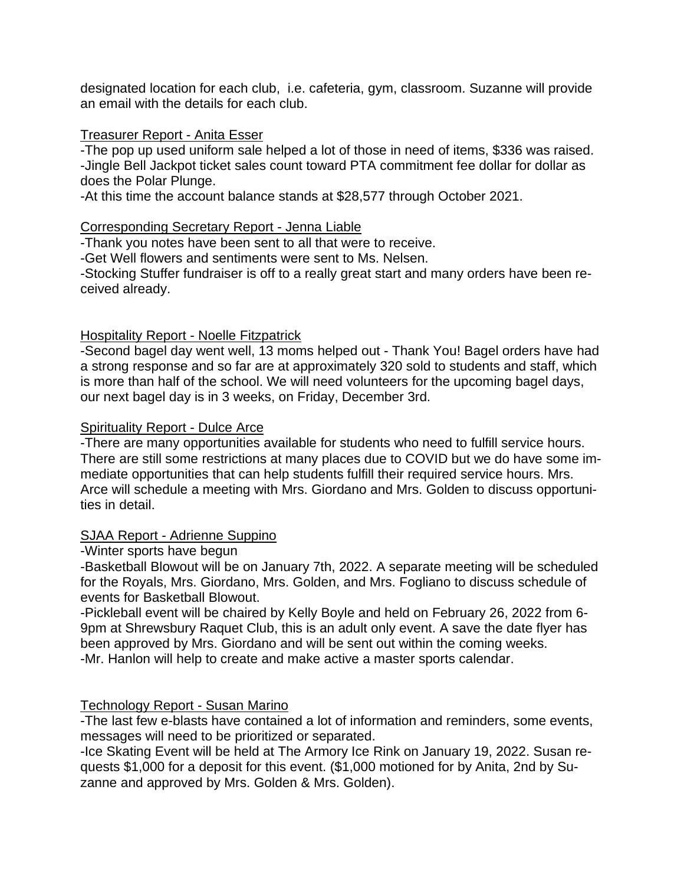designated location for each club, i.e. cafeteria, gym, classroom. Suzanne will provide an email with the details for each club.

<u>Treasurer Report - Anita Esser</u>

-The pop up used uniform sale helped a lot of those in need of items, $336 was raised.
-Jingle Bell Jackpot ticket sales count toward PTA commitment fee dollar for dollar as does the Polar Plunge.
-At this time the account balance stands at $28,577 through October 2021.

<u>Corresponding Secretary Report - Jenna Liable</u>

-Thank you notes have been sent to all that were to receive.
-Get Well flowers and sentiments were sent to Ms. Nelsen.
-Stocking Stuffer fundraiser is off to a really great start and many orders have been received already.

<u>Hospitality Report - Noelle Fitzpatrick</u>

-Second bagel day went well, 13 moms helped out - Thank You! Bagel orders have had a strong response and so far are at approximately 320 sold to students and staff, which is more than half of the school. We will need volunteers for the upcoming bagel days, our next bagel day is in 3 weeks, on Friday, December 3rd.

<u>Spirituality Report - Dulce Arce</u>

-There are many opportunities available for students who need to fulfill service hours. There are still some restrictions at many places due to COVID but we do have some immediate opportunities that can help students fulfill their required service hours. Mrs. Arce will schedule a meeting with Mrs. Giordano and Mrs. Golden to discuss opportunities in detail.

<u>SJAA Report - Adrienne Suppino</u>

-Winter sports have begun
-Basketball Blowout will be on January 7th, 2022. A separate meeting will be scheduled for the Royals, Mrs. Giordano, Mrs. Golden, and Mrs. Fogliano to discuss schedule of events for Basketball Blowout.
-Pickleball event will be chaired by Kelly Boyle and held on February 26, 2022 from 6-9pm at Shrewsbury Raquet Club, this is an adult only event. A save the date flyer has been approved by Mrs. Giordano and will be sent out within the coming weeks.
-Mr. Hanlon will help to create and make active a master sports calendar.

<u>Technology Report - Susan Marino</u>

-The last few e-blasts have contained a lot of information and reminders, some events, messages will need to be prioritized or separated.
-Ice Skating Event will be held at The Armory Ice Rink on January 19, 2022. Susan requests $1,000 for a deposit for this event. ($1,000 motioned for by Anita, 2nd by Suzanne and approved by Mrs. Golden & Mrs. Golden).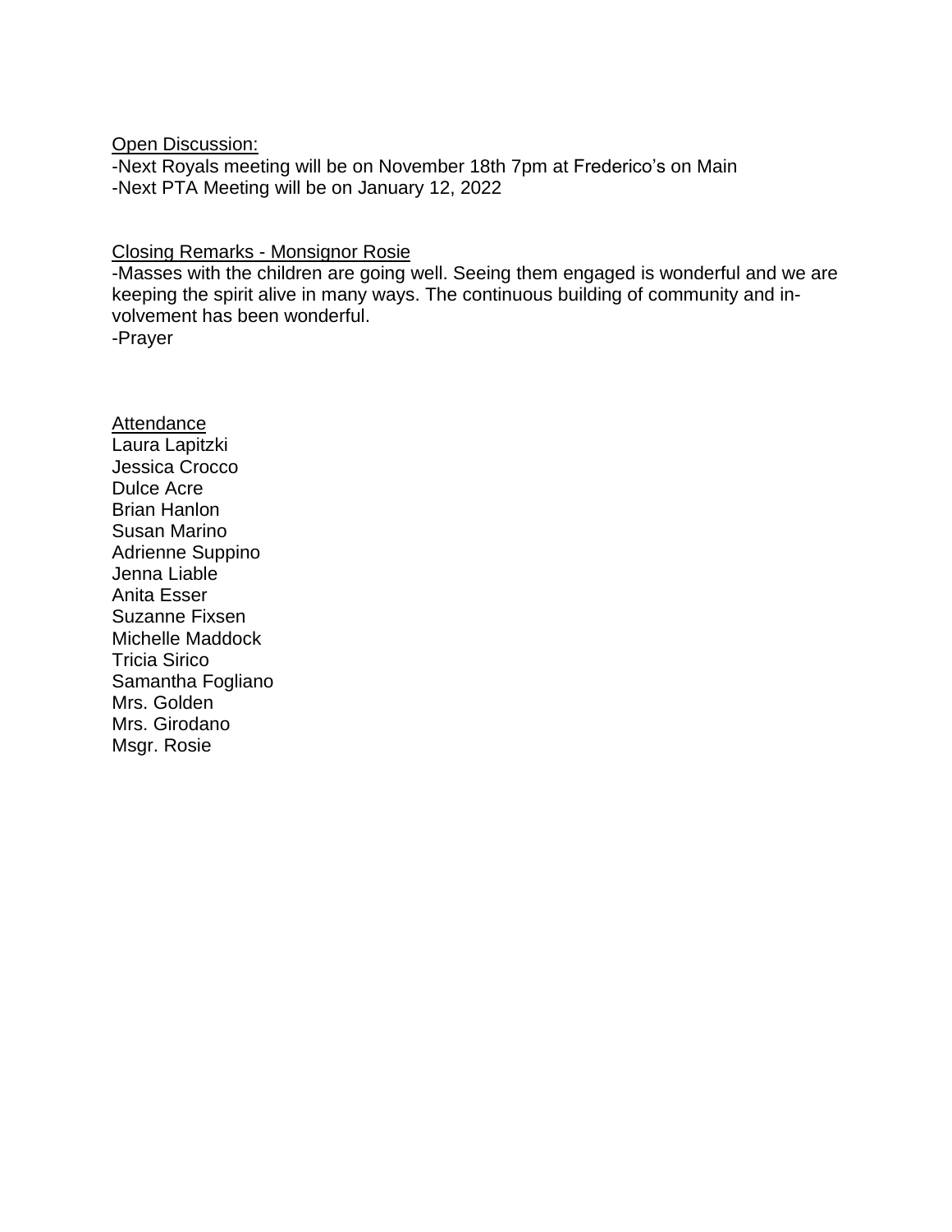Open Discussion:

-Next Royals meeting will be on November 18th 7pm at Frederico's on Main
-Next PTA Meeting will be on January 12, 2022

Closing Remarks - Monsignor Rosie

-Masses with the children are going well. Seeing them engaged is wonderful and we are keeping the spirit alive in many ways. The continuous building of community and in-volvement has been wonderful.
-Prayer

Attendance

Laura Lapitzki
Jessica Crocco
Dulce Acre
Brian Hanlon
Susan Marino
Adrienne Suppino
Jenna Liable
Anita Esser
Suzanne Fixsen
Michelle Maddock
Tricia Sirico
Samantha Fogliano
Mrs. Golden
Mrs. Girodano
Msgr. Rosie